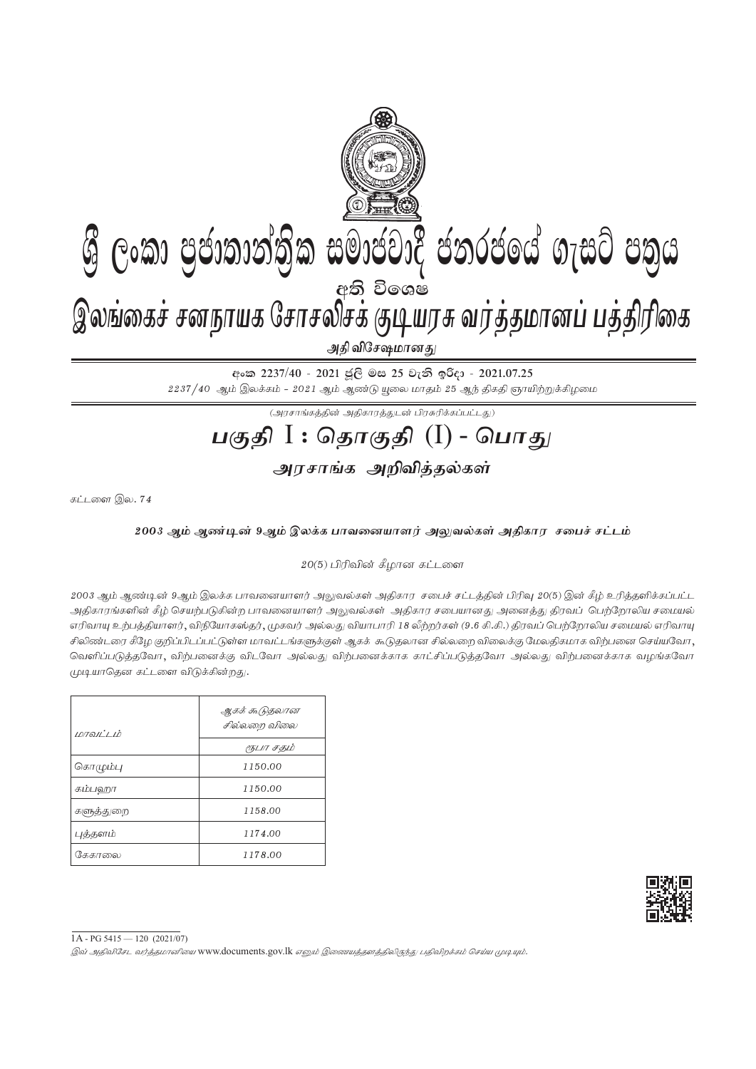# ශ්‍රී ලංකා ප්‍රජාතාන්ත්‍රික සමාජවාදී ජනරජයේ ගැසට් පත්‍රය

අති විශෙෂ

# இலங்கைச் சனநாயக சோசலிசக் குடியரசு வர்த்தமானப் பத்திரிகை

அதி விசேஷமானது

අංක 2237/40 - 2021 ජූලි මස 25 වැනි ඉරිදා - 2021.07.25

*2237/40 ஆம் இலக்கம் - 2021 ஆம் ஆண்டு யூலை மாதம் 25 ஆந் திகதி ஞாயிற்றுக்கிழமை*

*(அரசாங்கத்தின் அதிகாரத்துடன் பிரசுரிக்கப்பட்டது)*

## பகுதி I : தொகுதி (I) - பொது

### அரசாங்க அறிவித்தல்கள்

*கட்டளை இல. 74*

**2003 ஆம் ஆண்டின் 9ஆம் இலக்க பாவனையாளர் அலுவல்கள் அதிகார சபைச் சட்டம்**

*20(5) பிரிவின் கீழான கட்டளை*

*2003 ஆம் ஆண்டின் 9ஆம் இலக்க பாவனையாளர் அலுவல்கள் அதிகார சபைச் சட்டத்தின் பிரிவு 20(5) இன் கீழ் உரித்தளிக்கப்பட்ட அதிகாரங்களின் கீழ் செயற்படுகின்ற பாவனையாளர் அலுவல்கள் அதிகார சபையானது அனைத்து திரவப் பெற்றோலிய சமையல் எரிவாயு உற்பத்தியாளர், விநியோகஸ்தர், முகவர் அல்லது வியாபாரி 18 லீற்றர்கள் (9.6 கி.கி.) திரவப் பெற்றோலிய சமையல் எரிவாயு சிலிண்டரை கீழே குறிப்பிடப்பட்டுள்ள மாவட்டங்களுக்குள் ஆகக் கூடுதலான சில்லறை விலைக்கு மேலதிகமாக விற்பனை செய்யவோ, வெளிப்படுத்தவோ, விற்பனைக்கு விடவோ அல்லது விற்பனைக்காக காட்சிப்படுத்தவோ அல்லது விற்பனைக்காக வழங்கவோ முடியாதென கட்டளை விடுக்கின்றது.*

| *மாவட்டம்* | *ஆகக் கூடுதலான சில்லறை விலை* |
|---|---|
| | *ரூபா சதம்* |
| கொழும்பு | *1150.00* |
| கம்பஹா | *1150.00* |
| களுத்துறை | *1158.00* |
| புத்தளம் | *1174.00* |
| கேகாலை | *1178.00* |

1A - PG 5415 — 120 (2021/07)

*இவ் அதிவிசேட வர்த்தமானியை* www.documents.gov.lk *எனும் இணையத்தளத்திலிருந்து பதிவிறக்கம் செய்ய முடியும்.*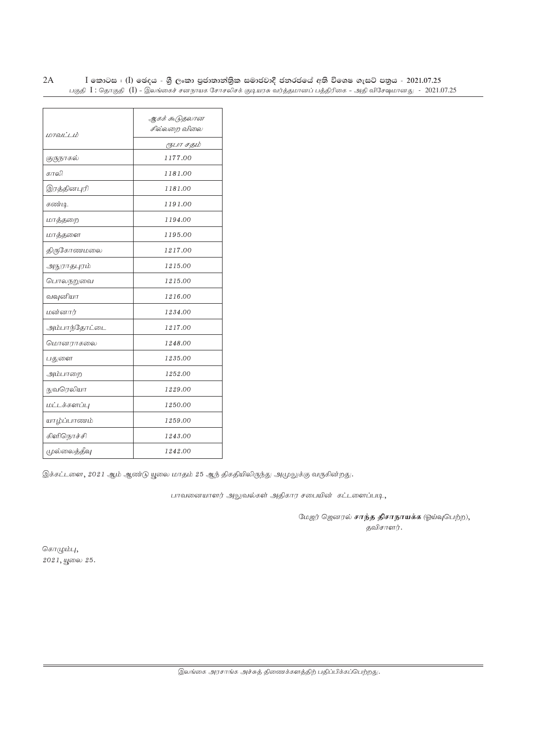| மாவட்டம் | ஆகக் கூடுதலான சில்லறை விலை |
|---|---|
| | ரூபா சதம் |
| குருநாகல் | 1177.00 |
| காலி | 1181.00 |
| இரத்தினபுரி | 1181.00 |
| கண்டி | 1191.00 |
| மாத்தறை | 1194.00 |
| மாத்தளை | 1195.00 |
| திருகோணமலை | 1217.00 |
| அநுராதபுரம் | 1215.00 |
| பொலநறுவை | 1215.00 |
| வவுனியா | 1216.00 |
| மன்னார் | 1234.00 |
| அம்பாந்தோட்டை | 1217.00 |
| மொனராகலை | 1248.00 |
| பதுளை | 1235.00 |
| அம்பாறை | 1252.00 |
| நுவரெலியா | 1229.00 |
| மட்டக்களப்பு | 1250.00 |
| யாழ்ப்பாணம் | 1259.00 |
| கிளிநொச்சி | 1243.00 |
| முல்லைத்தீவு | 1242.00 |

இக்கட்டளை, 2021 ஆம் ஆண்டு யூலை மாதம் 25 ஆந் திகதியிலிருந்து அமுலுக்கு வருகின்றது.

பாவனையாளர் அலுவல்கள் அதிகார சபையின் கட்டளைப்படி,

மேஜர் ஜெனரல் **சாந்த திசாநாயக்க** (ஓய்வுபெற்ற),
தவிசாளர்.

கொழும்பு,
2021, யூலை 25.

இலங்கை அரசாங்க அச்சுத் திணைக்களத்திற் பதிப்பிக்கப்பெற்றது.